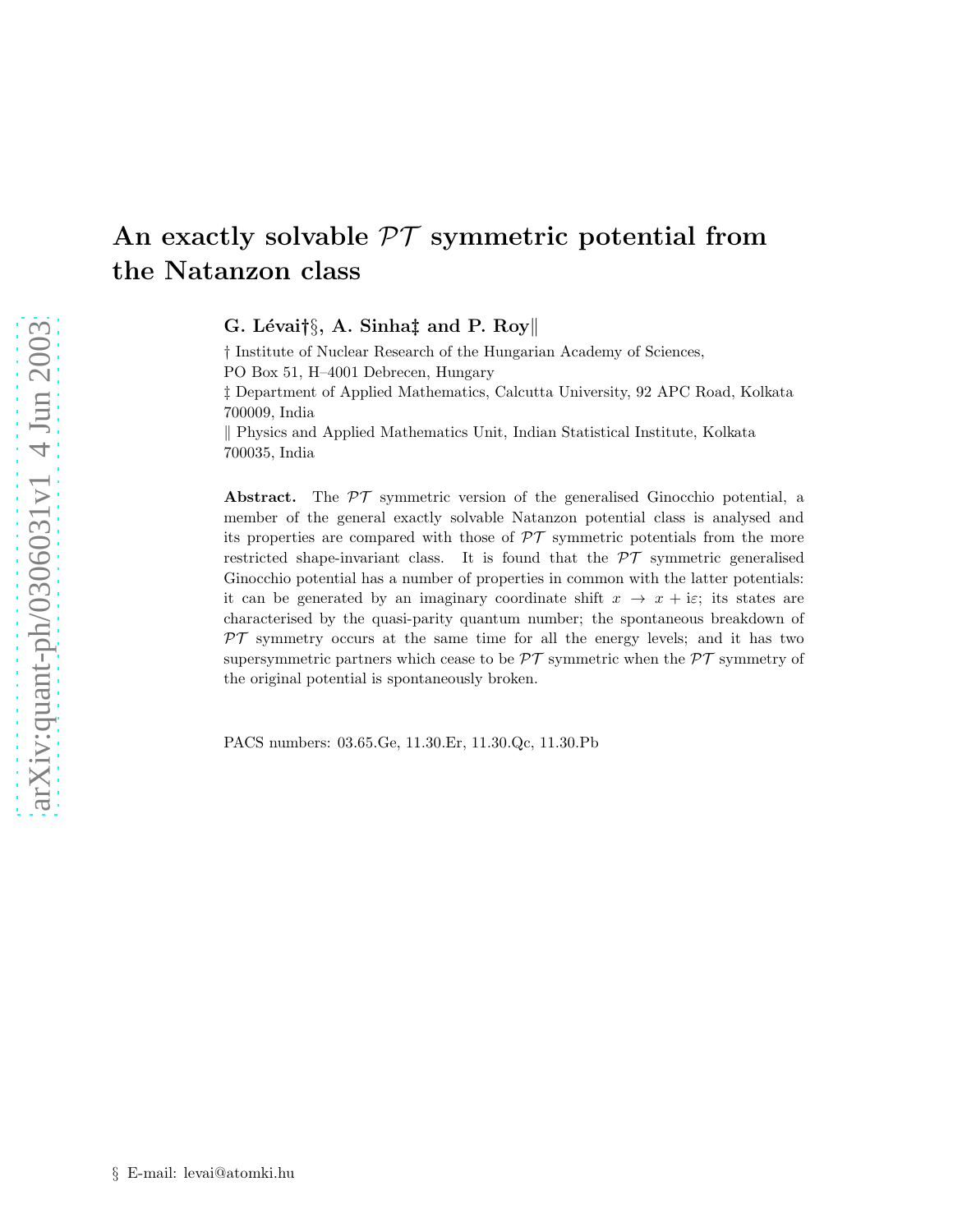# An exactly solvable $\mathcal{PT}$ symmetric potential from the Natanzon class

**G. Lévai†§, A. Sinha‡ and P. Roy‖**

† Institute of Nuclear Research of the Hungarian Academy of Sciences, PO Box 51, H–4001 Debrecen, Hungary

‡ Department of Applied Mathematics, Calcutta University, 92 APC Road, Kolkata 700009, India

‖ Physics and Applied Mathematics Unit, Indian Statistical Institute, Kolkata 700035, India

**Abstract.** The $\mathcal{PT}$ symmetric version of the generalised Ginocchio potential, a member of the general exactly solvable Natanzon potential class is analysed and its properties are compared with those of $\mathcal{PT}$ symmetric potentials from the more restricted shape-invariant class. It is found that the $\mathcal{PT}$ symmetric generalised Ginocchio potential has a number of properties in common with the latter potentials: it can be generated by an imaginary coordinate shift $x \rightarrow x + \mathrm{i}\varepsilon$; its states are characterised by the quasi-parity quantum number; the spontaneous breakdown of $\mathcal{PT}$ symmetry occurs at the same time for all the energy levels; and it has two supersymmetric partners which cease to be $\mathcal{PT}$ symmetric when the $\mathcal{PT}$ symmetry of the original potential is spontaneously broken.

PACS numbers: 03.65.Ge, 11.30.Er, 11.30.Qc, 11.30.Pb

§ E-mail: levai@atomki.hu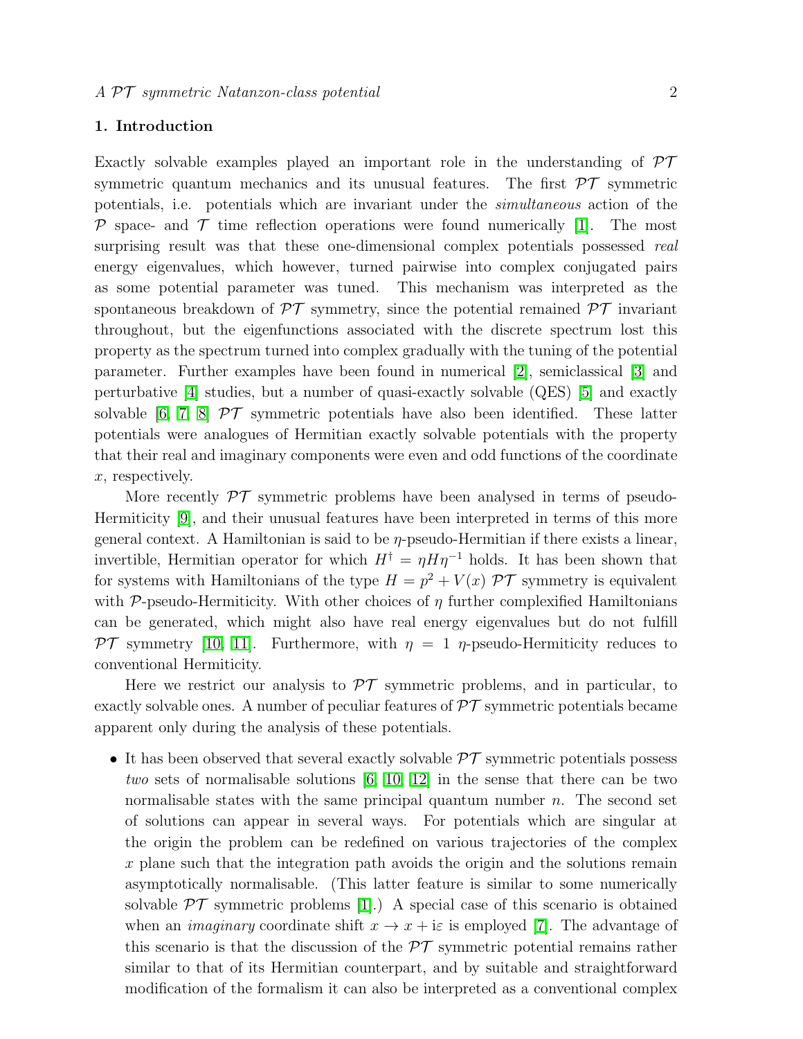## 1. Introduction

Exactly solvable examples played an important role in the understanding of $\mathcal{PT}$ symmetric quantum mechanics and its unusual features. The first $\mathcal{PT}$ symmetric potentials, i.e. potentials which are invariant under the *simultaneous* action of the $\mathcal{P}$ space- and $\mathcal{T}$ time reflection operations were found numerically [1]. The most surprising result was that these one-dimensional complex potentials possessed *real* energy eigenvalues, which however, turned pairwise into complex conjugated pairs as some potential parameter was tuned. This mechanism was interpreted as the spontaneous breakdown of $\mathcal{PT}$ symmetry, since the potential remained $\mathcal{PT}$ invariant throughout, but the eigenfunctions associated with the discrete spectrum lost this property as the spectrum turned into complex gradually with the tuning of the potential parameter. Further examples have been found in numerical [2], semiclassical [3] and perturbative [4] studies, but a number of quasi-exactly solvable (QES) [5] and exactly solvable [6, 7, 8] $\mathcal{PT}$ symmetric potentials have also been identified. These latter potentials were analogues of Hermitian exactly solvable potentials with the property that their real and imaginary components were even and odd functions of the coordinate $x$, respectively.

More recently $\mathcal{PT}$ symmetric problems have been analysed in terms of pseudo-Hermiticity [9], and their unusual features have been interpreted in terms of this more general context. A Hamiltonian is said to be $\eta$-pseudo-Hermitian if there exists a linear, invertible, Hermitian operator for which $H^{\dagger} = \eta H \eta^{-1}$ holds. It has been shown that for systems with Hamiltonians of the type $H = p^2 + V(x)$ $\mathcal{PT}$ symmetry is equivalent with $\mathcal{P}$-pseudo-Hermiticity. With other choices of $\eta$ further complexified Hamiltonians can be generated, which might also have real energy eigenvalues but do not fulfill $\mathcal{PT}$ symmetry [10, 11]. Furthermore, with $\eta = 1$ $\eta$-pseudo-Hermiticity reduces to conventional Hermiticity.

Here we restrict our analysis to $\mathcal{PT}$ symmetric problems, and in particular, to exactly solvable ones. A number of peculiar features of $\mathcal{PT}$ symmetric potentials became apparent only during the analysis of these potentials.

- It has been observed that several exactly solvable $\mathcal{PT}$ symmetric potentials possess *two* sets of normalisable solutions [6, 10, 12] in the sense that there can be two normalisable states with the same principal quantum number $n$. The second set of solutions can appear in several ways. For potentials which are singular at the origin the problem can be redefined on various trajectories of the complex $x$ plane such that the integration path avoids the origin and the solutions remain asymptotically normalisable. (This latter feature is similar to some numerically solvable $\mathcal{PT}$ symmetric problems [1].) A special case of this scenario is obtained when an *imaginary* coordinate shift $x \to x + \mathrm{i}\varepsilon$ is employed [7]. The advantage of this scenario is that the discussion of the $\mathcal{PT}$ symmetric potential remains rather similar to that of its Hermitian counterpart, and by suitable and straightforward modification of the formalism it can also be interpreted as a conventional complex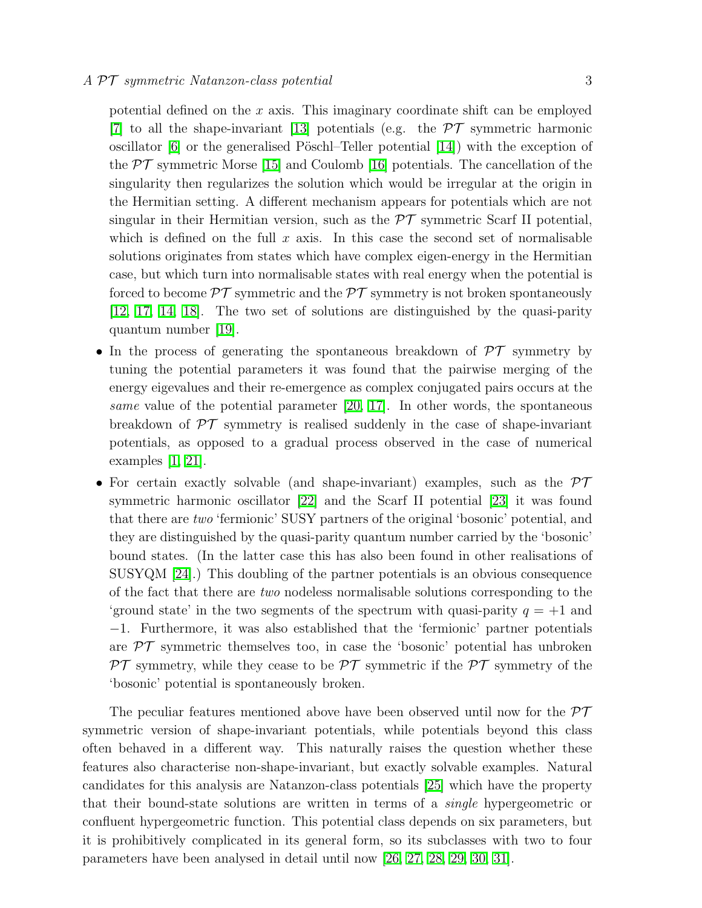potential defined on the $x$ axis. This imaginary coordinate shift can be employed [7] to all the shape-invariant [13] potentials (e.g. the $\mathcal{PT}$ symmetric harmonic oscillator [6] or the generalised Pöschl–Teller potential [14]) with the exception of the $\mathcal{PT}$ symmetric Morse [15] and Coulomb [16] potentials. The cancellation of the singularity then regularizes the solution which would be irregular at the origin in the Hermitian setting. A different mechanism appears for potentials which are not singular in their Hermitian version, such as the $\mathcal{PT}$ symmetric Scarf II potential, which is defined on the full $x$ axis. In this case the second set of normalisable solutions originates from states which have complex eigen-energy in the Hermitian case, but which turn into normalisable states with real energy when the potential is forced to become $\mathcal{PT}$ symmetric and the $\mathcal{PT}$ symmetry is not broken spontaneously [12, 17, 14, 18]. The two set of solutions are distinguished by the quasi-parity quantum number [19].

- In the process of generating the spontaneous breakdown of $\mathcal{PT}$ symmetry by tuning the potential parameters it was found that the pairwise merging of the energy eigevalues and their re-emergence as complex conjugated pairs occurs at the *same* value of the potential parameter [20, 17]. In other words, the spontaneous breakdown of $\mathcal{PT}$ symmetry is realised suddenly in the case of shape-invariant potentials, as opposed to a gradual process observed in the case of numerical examples [1, 21].
- For certain exactly solvable (and shape-invariant) examples, such as the $\mathcal{PT}$ symmetric harmonic oscillator [22] and the Scarf II potential [23] it was found that there are *two* 'fermionic' SUSY partners of the original 'bosonic' potential, and they are distinguished by the quasi-parity quantum number carried by the 'bosonic' bound states. (In the latter case this has also been found in other realisations of SUSYQM [24].) This doubling of the partner potentials is an obvious consequence of the fact that there are *two* nodeless normalisable solutions corresponding to the 'ground state' in the two segments of the spectrum with quasi-parity $q = +1$ and $-1$. Furthermore, it was also established that the 'fermionic' partner potentials are $\mathcal{PT}$ symmetric themselves too, in case the 'bosonic' potential has unbroken $\mathcal{PT}$ symmetry, while they cease to be $\mathcal{PT}$ symmetric if the $\mathcal{PT}$ symmetry of the 'bosonic' potential is spontaneously broken.

The peculiar features mentioned above have been observed until now for the $\mathcal{PT}$ symmetric version of shape-invariant potentials, while potentials beyond this class often behaved in a different way. This naturally raises the question whether these features also characterise non-shape-invariant, but exactly solvable examples. Natural candidates for this analysis are Natanzon-class potentials [25] which have the property that their bound-state solutions are written in terms of a *single* hypergeometric or confluent hypergeometric function. This potential class depends on six parameters, but it is prohibitively complicated in its general form, so its subclasses with two to four parameters have been analysed in detail until now [26, 27, 28, 29, 30, 31].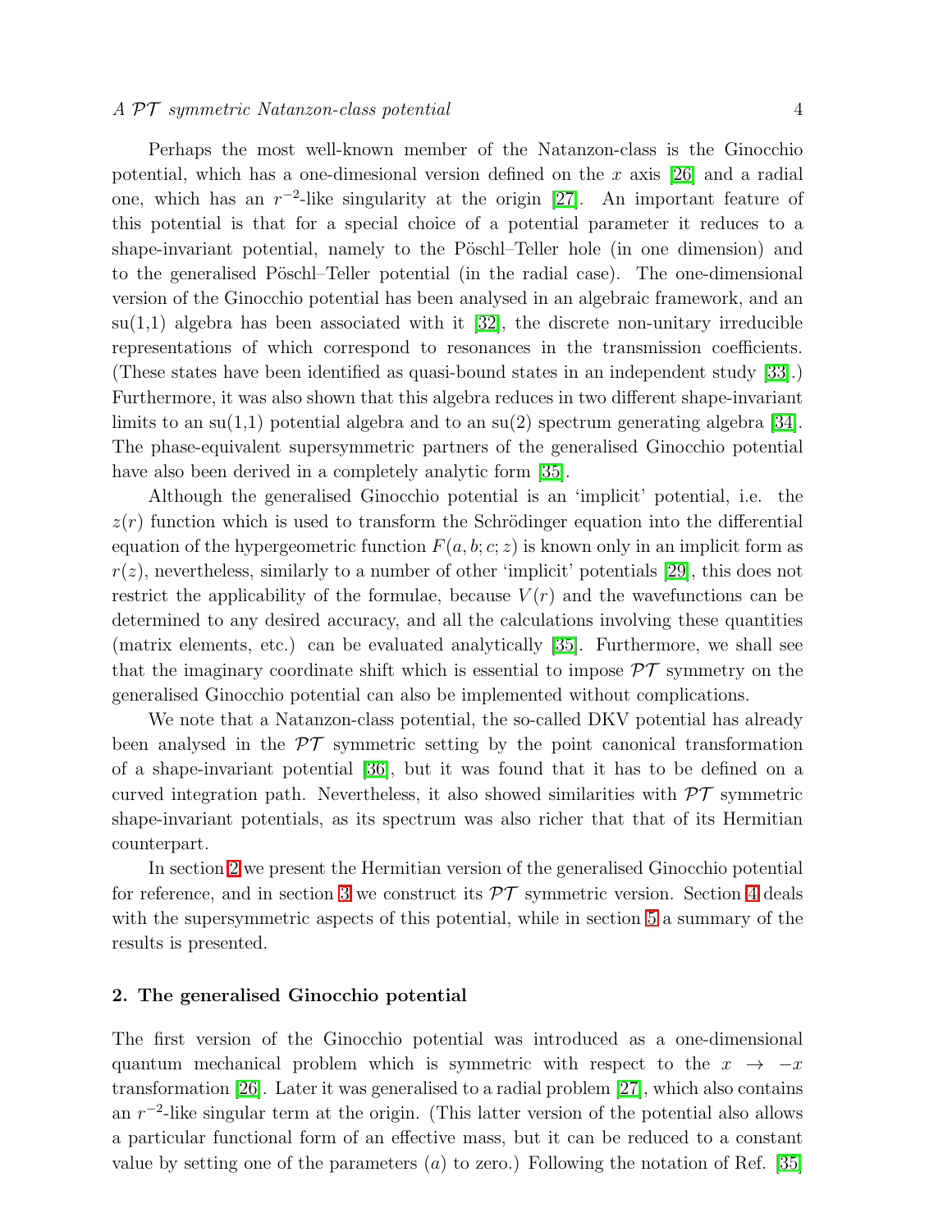Perhaps the most well-known member of the Natanzon-class is the Ginocchio potential, which has a one-dimesional version defined on the $x$ axis [26] and a radial one, which has an $r^{-2}$-like singularity at the origin [27]. An important feature of this potential is that for a special choice of a potential parameter it reduces to a shape-invariant potential, namely to the Pöschl–Teller hole (in one dimension) and to the generalised Pöschl–Teller potential (in the radial case). The one-dimensional version of the Ginocchio potential has been analysed in an algebraic framework, and an su(1,1) algebra has been associated with it [32], the discrete non-unitary irreducible representations of which correspond to resonances in the transmission coefficients. (These states have been identified as quasi-bound states in an independent study [33].) Furthermore, it was also shown that this algebra reduces in two different shape-invariant limits to an su(1,1) potential algebra and to an su(2) spectrum generating algebra [34]. The phase-equivalent supersymmetric partners of the generalised Ginocchio potential have also been derived in a completely analytic form [35].

Although the generalised Ginocchio potential is an 'implicit' potential, i.e. the $z(r)$ function which is used to transform the Schrödinger equation into the differential equation of the hypergeometric function $F(a, b; c; z)$ is known only in an implicit form as $r(z)$, nevertheless, similarly to a number of other 'implicit' potentials [29], this does not restrict the applicability of the formulae, because $V(r)$ and the wavefunctions can be determined to any desired accuracy, and all the calculations involving these quantities (matrix elements, etc.) can be evaluated analytically [35]. Furthermore, we shall see that the imaginary coordinate shift which is essential to impose $\mathcal{PT}$ symmetry on the generalised Ginocchio potential can also be implemented without complications.

We note that a Natanzon-class potential, the so-called DKV potential has already been analysed in the $\mathcal{PT}$ symmetric setting by the point canonical transformation of a shape-invariant potential [36], but it was found that it has to be defined on a curved integration path. Nevertheless, it also showed similarities with $\mathcal{PT}$ symmetric shape-invariant potentials, as its spectrum was also richer that that of its Hermitian counterpart.

In section 2 we present the Hermitian version of the generalised Ginocchio potential for reference, and in section 3 we construct its $\mathcal{PT}$ symmetric version. Section 4 deals with the supersymmetric aspects of this potential, while in section 5 a summary of the results is presented.

## 2. The generalised Ginocchio potential

The first version of the Ginocchio potential was introduced as a one-dimensional quantum mechanical problem which is symmetric with respect to the $x \rightarrow -x$ transformation [26]. Later it was generalised to a radial problem [27], which also contains an $r^{-2}$-like singular term at the origin. (This latter version of the potential also allows a particular functional form of an effective mass, but it can be reduced to a constant value by setting one of the parameters ($a$) to zero.) Following the notation of Ref. [35]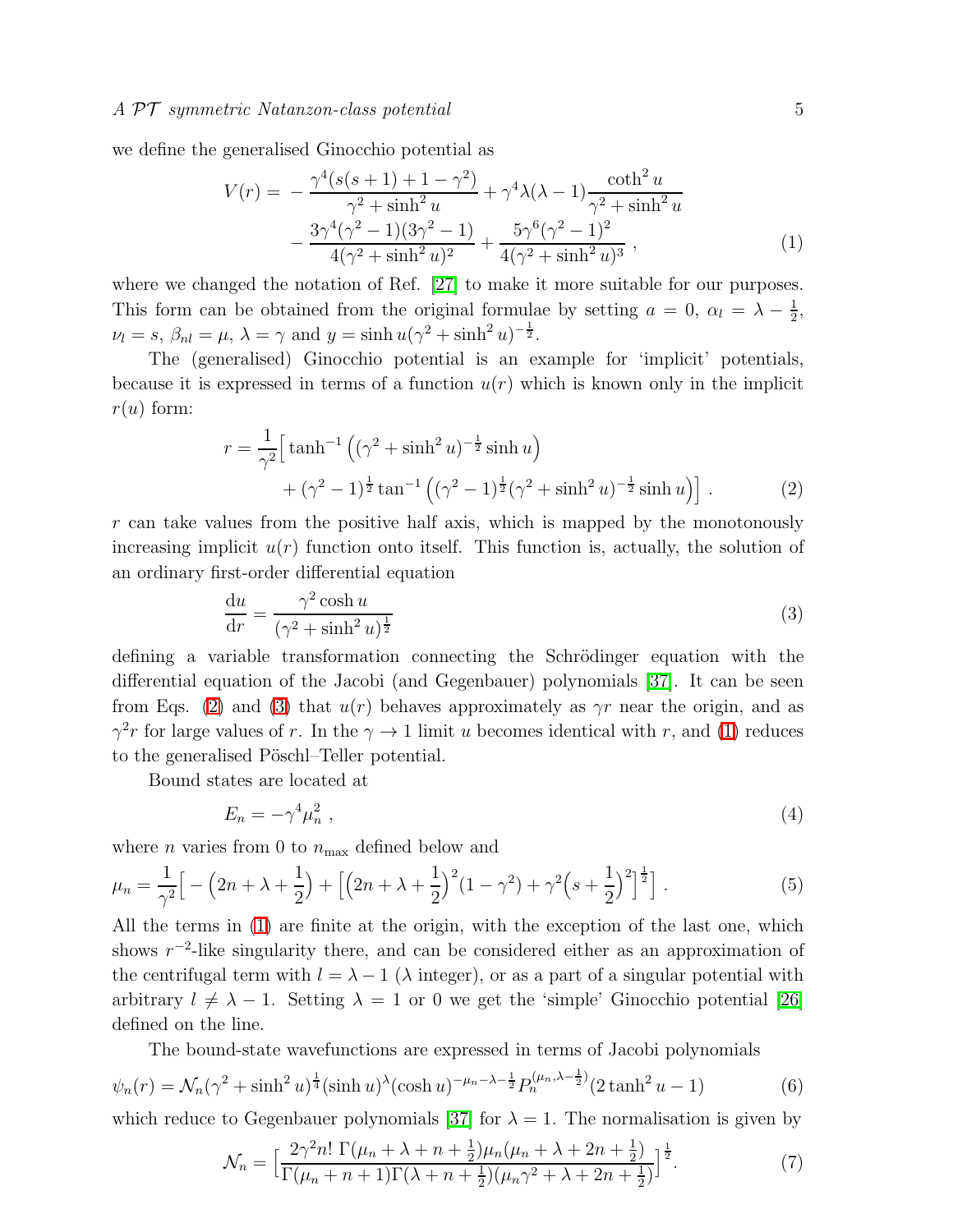we define the generalised Ginocchio potential as

$$
\begin{aligned}
V(r) = & -\frac{\gamma^4(s(s+1)+1-\gamma^2)}{\gamma^2+\sinh^2 u} + \gamma^4\lambda(\lambda-1)\frac{\coth^2 u}{\gamma^2+\sinh^2 u} \\
& -\frac{3\gamma^4(\gamma^2-1)(3\gamma^2-1)}{4(\gamma^2+\sinh^2 u)^2} + \frac{5\gamma^6(\gamma^2-1)^2}{4(\gamma^2+\sinh^2 u)^3} \ ,
\end{aligned}
\tag{1}
$$

where we changed the notation of Ref. [27] to make it more suitable for our purposes. This form can be obtained from the original formulae by setting $a=0$, $\alpha_l = \lambda - \frac{1}{2}$, $\nu_l = s$, $\beta_{nl} = \mu$, $\lambda = \gamma$ and $y = \sinh u(\gamma^2 + \sinh^2 u)^{-\frac{1}{2}}$.

The (generalised) Ginocchio potential is an example for 'implicit' potentials, because it is expressed in terms of a function $u(r)$ which is known only in the implicit $r(u)$ form:

$$
\begin{aligned}
r = \frac{1}{\gamma^2}\Big[ & \tanh^{-1}\left((\gamma^2+\sinh^2 u)^{-\frac{1}{2}}\sinh u\right) \\
& + (\gamma^2-1)^{\frac{1}{2}}\tan^{-1}\left((\gamma^2-1)^{\frac{1}{2}}(\gamma^2+\sinh^2 u)^{-\frac{1}{2}}\sinh u\right)\Big] \ .
\end{aligned}
\tag{2}
$$

$r$ can take values from the positive half axis, which is mapped by the monotonously increasing implicit $u(r)$ function onto itself. This function is, actually, the solution of an ordinary first-order differential equation

$$
\frac{\mathrm{d}u}{\mathrm{d}r} = \frac{\gamma^2\cosh u}{(\gamma^2+\sinh^2 u)^{\frac{1}{2}}}
\tag{3}
$$

defining a variable transformation connecting the Schrödinger equation with the differential equation of the Jacobi (and Gegenbauer) polynomials [37]. It can be seen from Eqs. (2) and (3) that $u(r)$ behaves approximately as $\gamma r$ near the origin, and as $\gamma^2 r$ for large values of $r$. In the $\gamma \to 1$ limit $u$ becomes identical with $r$, and (1) reduces to the generalised Pöschl–Teller potential.

Bound states are located at

$$
E_n = -\gamma^4\mu_n^2 \ ,
\tag{4}
$$

where $n$ varies from 0 to $n_{\max}$ defined below and

$$
\mu_n = \frac{1}{\gamma^2}\Big[-\Big(2n+\lambda+\frac{1}{2}\Big) + \Big[\Big(2n+\lambda+\frac{1}{2}\Big)^2(1-\gamma^2) + \gamma^2\Big(s+\frac{1}{2}\Big)^2\Big]^{\frac{1}{2}}\Big] \ .
\tag{5}
$$

All the terms in (1) are finite at the origin, with the exception of the last one, which shows $r^{-2}$-like singularity there, and can be considered either as an approximation of the centrifugal term with $l = \lambda - 1$ ($\lambda$ integer), or as a part of a singular potential with arbitrary $l \neq \lambda - 1$. Setting $\lambda = 1$ or 0 we get the 'simple' Ginocchio potential [26] defined on the line.

The bound-state wavefunctions are expressed in terms of Jacobi polynomials

$$
\psi_n(r) = \mathcal{N}_n(\gamma^2+\sinh^2 u)^{\frac{1}{4}}(\sinh u)^{\lambda}(\cosh u)^{-\mu_n-\lambda-\frac{1}{2}}P_n^{(\mu_n,\lambda-\frac{1}{2})}(2\tanh^2 u - 1)
\tag{6}
$$

which reduce to Gegenbauer polynomials [37] for $\lambda = 1$. The normalisation is given by

$$
\mathcal{N}_n = \Big[\frac{2\gamma^2 n!\ \Gamma(\mu_n+\lambda+n+\frac{1}{2})\mu_n(\mu_n+\lambda+2n+\frac{1}{2})}{\Gamma(\mu_n+n+1)\Gamma(\lambda+n+\frac{1}{2})(\mu_n\gamma^2+\lambda+2n+\frac{1}{2})}\Big]^{\frac{1}{2}}.
\tag{7}
$$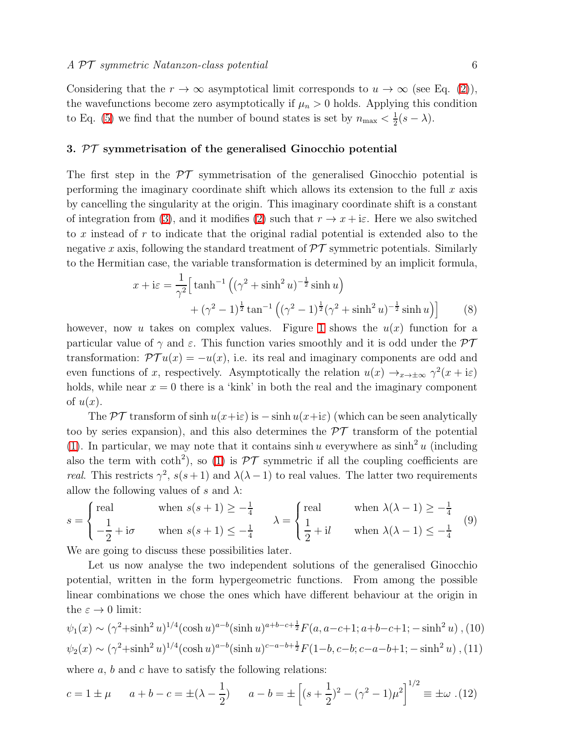Considering that the $r \to \infty$ asymptotical limit corresponds to $u \to \infty$ (see Eq. (2)), the wavefunctions become zero asymptotically if $\mu_n > 0$ holds. Applying this condition to Eq. (5) we find that the number of bound states is set by $n_{\max} < \frac{1}{2}(s - \lambda)$.

## 3. $\mathcal{PT}$ symmetrisation of the generalised Ginocchio potential

The first step in the $\mathcal{PT}$ symmetrisation of the generalised Ginocchio potential is performing the imaginary coordinate shift which allows its extension to the full $x$ axis by cancelling the singularity at the origin. This imaginary coordinate shift is a constant of integration from (3), and it modifies (2) such that $r \to x + \mathrm{i}\varepsilon$. Here we also switched to $x$ instead of $r$ to indicate that the original radial potential is extended also to the negative $x$ axis, following the standard treatment of $\mathcal{PT}$ symmetric potentials. Similarly to the Hermitian case, the variable transformation is determined by an implicit formula,

$$x + \mathrm{i}\varepsilon = \frac{1}{\gamma^2}\Big[\tanh^{-1}\left((\gamma^2 + \sinh^2 u)^{-\frac{1}{2}}\sinh u\right) + (\gamma^2 - 1)^{\frac{1}{2}}\tan^{-1}\left((\gamma^2 - 1)^{\frac{1}{2}}(\gamma^2 + \sinh^2 u)^{-\frac{1}{2}}\sinh u\right)\Big] \qquad (8)$$

however, now $u$ takes on complex values. Figure 1 shows the $u(x)$ function for a particular value of $\gamma$ and $\varepsilon$. This function varies smoothly and it is odd under the $\mathcal{PT}$ transformation: $\mathcal{PT}u(x) = -u(x)$, i.e. its real and imaginary components are odd and even functions of $x$, respectively. Asymptotically the relation $u(x) \to_{x\to\pm\infty} \gamma^2(x + \mathrm{i}\varepsilon)$ holds, while near $x = 0$ there is a 'kink' in both the real and the imaginary component of $u(x)$.

The $\mathcal{PT}$ transform of $\sinh u(x+\mathrm{i}\varepsilon)$ is $-\sinh u(x+\mathrm{i}\varepsilon)$ (which can be seen analytically too by series expansion), and this also determines the $\mathcal{PT}$ transform of the potential (1). In particular, we may note that it contains $\sinh u$ everywhere as $\sinh^2 u$ (including also the term with $\coth^2$), so (1) is $\mathcal{PT}$ symmetric if all the coupling coefficients are *real*. This restricts $\gamma^2$, $s(s+1)$ and $\lambda(\lambda - 1)$ to real values. The latter two requirements allow the following values of $s$ and $\lambda$:

$$s = \begin{cases} \text{real} & \text{when } s(s+1) \geq -\frac{1}{4} \\ -\dfrac{1}{2} + \mathrm{i}\sigma & \text{when } s(s+1) \leq -\frac{1}{4} \end{cases} \qquad \lambda = \begin{cases} \text{real} & \text{when } \lambda(\lambda-1) \geq -\frac{1}{4} \\ \dfrac{1}{2} + \mathrm{i}l & \text{when } \lambda(\lambda-1) \leq -\frac{1}{4} \end{cases} \qquad (9)$$

We are going to discuss these possibilities later.

Let us now analyse the two independent solutions of the generalised Ginocchio potential, written in the form hypergeometric functions. From among the possible linear combinations we chose the ones which have different behaviour at the origin in the $\varepsilon \to 0$ limit:

$$\psi_1(x) \sim (\gamma^2 + \sinh^2 u)^{1/4}(\cosh u)^{a-b}(\sinh u)^{a+b-c+\frac{1}{2}}F(a, a-c+1; a+b-c+1; -\sinh^2 u)\,, \quad (10)$$

$$\psi_2(x) \sim (\gamma^2 + \sinh^2 u)^{1/4}(\cosh u)^{a-b}(\sinh u)^{c-a-b+\frac{1}{2}}F(1-b, c-b; c-a-b+1; -\sinh^2 u)\,, \quad (11)$$

where $a$, $b$ and $c$ have to satisfy the following relations:

$$c = 1 \pm \mu \qquad a + b - c = \pm(\lambda - \frac{1}{2}) \qquad a - b = \pm\left[(s + \frac{1}{2})^2 - (\gamma^2 - 1)\mu^2\right]^{1/2} \equiv \pm\omega\ . \quad (12)$$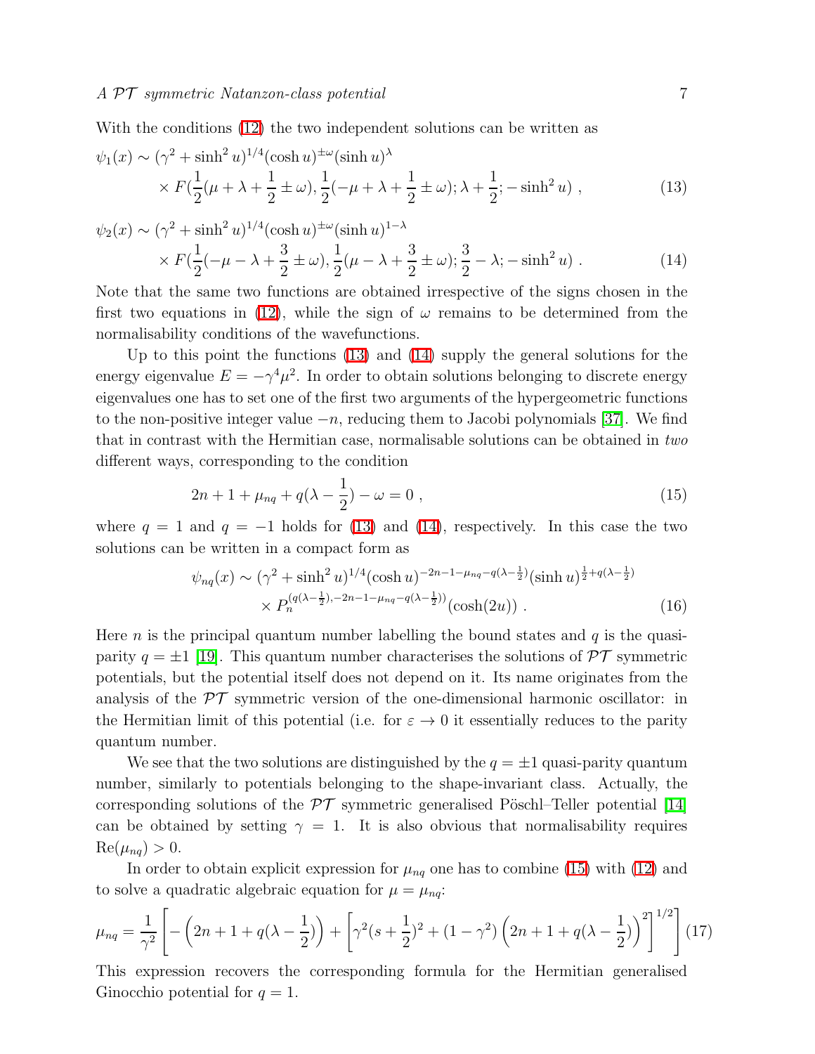With the conditions (12) the two independent solutions can be written as

$$\psi_1(x) \sim (\gamma^2 + \sinh^2 u)^{1/4} (\cosh u)^{\pm\omega} (\sinh u)^{\lambda} \times F(\frac{1}{2}(\mu + \lambda + \frac{1}{2} \pm \omega), \frac{1}{2}(-\mu + \lambda + \frac{1}{2} \pm \omega); \lambda + \frac{1}{2}; -\sinh^2 u) \ , \tag{13}$$

$$\psi_2(x) \sim (\gamma^2 + \sinh^2 u)^{1/4} (\cosh u)^{\pm\omega} (\sinh u)^{1-\lambda} \times F(\frac{1}{2}(-\mu - \lambda + \frac{3}{2} \pm \omega), \frac{1}{2}(\mu - \lambda + \frac{3}{2} \pm \omega); \frac{3}{2} - \lambda; -\sinh^2 u) \ . \tag{14}$$

Note that the same two functions are obtained irrespective of the signs chosen in the first two equations in (12), while the sign of $\omega$ remains to be determined from the normalisability conditions of the wavefunctions.

Up to this point the functions (13) and (14) supply the general solutions for the energy eigenvalue $E = -\gamma^4 \mu^2$. In order to obtain solutions belonging to discrete energy eigenvalues one has to set one of the first two arguments of the hypergeometric functions to the non-positive integer value $-n$, reducing them to Jacobi polynomials [37]. We find that in contrast with the Hermitian case, normalisable solutions can be obtained in *two* different ways, corresponding to the condition

$$2n + 1 + \mu_{nq} + q(\lambda - \frac{1}{2}) - \omega = 0 \ , \tag{15}$$

where $q = 1$ and $q = -1$ holds for (13) and (14), respectively. In this case the two solutions can be written in a compact form as

$$\psi_{nq}(x) \sim (\gamma^2 + \sinh^2 u)^{1/4} (\cosh u)^{-2n-1-\mu_{nq}-q(\lambda-\frac{1}{2})} (\sinh u)^{\frac{1}{2}+q(\lambda-\frac{1}{2})} \times P_n^{(q(\lambda-\frac{1}{2}),-2n-1-\mu_{nq}-q(\lambda-\frac{1}{2}))}(\cosh(2u)) \ . \tag{16}$$

Here $n$ is the principal quantum number labelling the bound states and $q$ is the quasi-parity $q = \pm 1$ [19]. This quantum number characterises the solutions of $\mathcal{PT}$ symmetric potentials, but the potential itself does not depend on it. Its name originates from the analysis of the $\mathcal{PT}$ symmetric version of the one-dimensional harmonic oscillator: in the Hermitian limit of this potential (i.e. for $\varepsilon \to 0$ it essentially reduces to the parity quantum number.

We see that the two solutions are distinguished by the $q = \pm 1$ quasi-parity quantum number, similarly to potentials belonging to the shape-invariant class. Actually, the corresponding solutions of the $\mathcal{PT}$ symmetric generalised Pöschl–Teller potential [14] can be obtained by setting $\gamma = 1$. It is also obvious that normalisability requires $\mathrm{Re}(\mu_{nq}) > 0$.

In order to obtain explicit expression for $\mu_{nq}$ one has to combine (15) with (12) and to solve a quadratic algebraic equation for $\mu = \mu_{nq}$:

$$\mu_{nq} = \frac{1}{\gamma^2}\left[-\left(2n + 1 + q(\lambda - \frac{1}{2})\right) + \left[\gamma^2 (s + \frac{1}{2})^2 + (1 - \gamma^2)\left(2n + 1 + q(\lambda - \frac{1}{2})\right)^2\right]^{1/2}\right] \tag{17}$$

This expression recovers the corresponding formula for the Hermitian generalised Ginocchio potential for $q = 1$.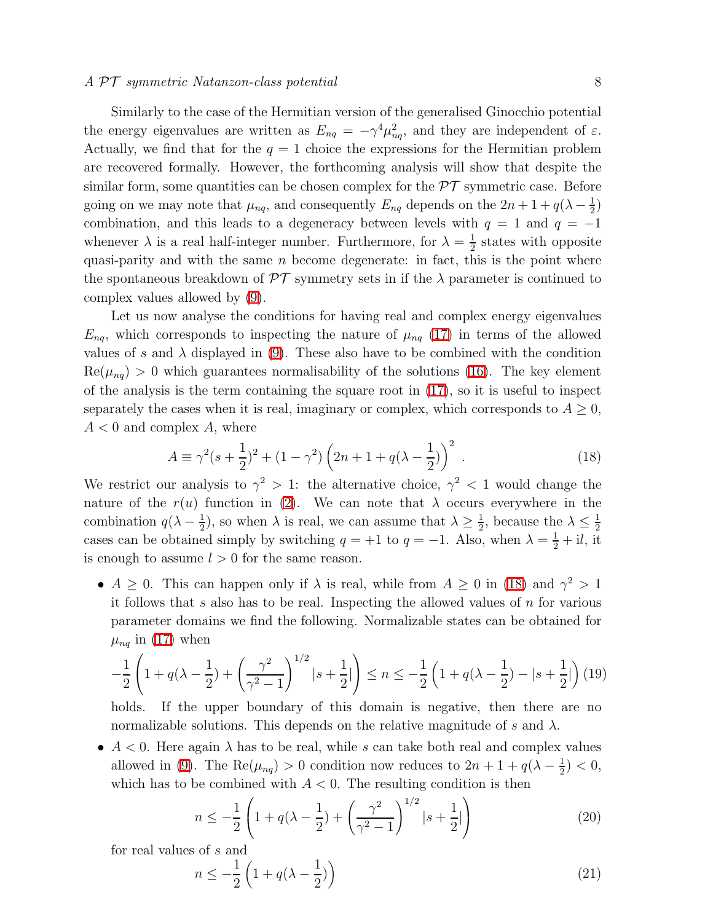Similarly to the case of the Hermitian version of the generalised Ginocchio potential the energy eigenvalues are written as $E_{nq} = -\gamma^4 \mu_{nq}^2$, and they are independent of $\varepsilon$. Actually, we find that for the $q = 1$ choice the expressions for the Hermitian problem are recovered formally. However, the forthcoming analysis will show that despite the similar form, some quantities can be chosen complex for the $\mathcal{PT}$ symmetric case. Before going on we may note that $\mu_{nq}$, and consequently $E_{nq}$ depends on the $2n + 1 + q(\lambda - \frac{1}{2})$ combination, and this leads to a degeneracy between levels with $q = 1$ and $q = -1$ whenever $\lambda$ is a real half-integer number. Furthermore, for $\lambda = \frac{1}{2}$ states with opposite quasi-parity and with the same $n$ become degenerate: in fact, this is the point where the spontaneous breakdown of $\mathcal{PT}$ symmetry sets in if the $\lambda$ parameter is continued to complex values allowed by (9).

Let us now analyse the conditions for having real and complex energy eigenvalues $E_{nq}$, which corresponds to inspecting the nature of $\mu_{nq}$ (17) in terms of the allowed values of $s$ and $\lambda$ displayed in (9). These also have to be combined with the condition $\mathrm{Re}(\mu_{nq}) > 0$ which guarantees normalisability of the solutions (16). The key element of the analysis is the term containing the square root in (17), so it is useful to inspect separately the cases when it is real, imaginary or complex, which corresponds to $A \geq 0$, $A < 0$ and complex $A$, where

$$A \equiv \gamma^2 (s + \frac{1}{2})^2 + (1 - \gamma^2) \left( 2n + 1 + q(\lambda - \frac{1}{2}) \right)^2 \ . \tag{18}$$

We restrict our analysis to $\gamma^2 > 1$: the alternative choice, $\gamma^2 < 1$ would change the nature of the $r(u)$ function in (2). We can note that $\lambda$ occurs everywhere in the combination $q(\lambda - \frac{1}{2})$, so when $\lambda$ is real, we can assume that $\lambda \geq \frac{1}{2}$, because the $\lambda \leq \frac{1}{2}$ cases can be obtained simply by switching $q = +1$ to $q = -1$. Also, when $\lambda = \frac{1}{2} + \mathrm{i}l$, it is enough to assume $l > 0$ for the same reason.

- $A \geq 0$. This can happen only if $\lambda$ is real, while from $A \geq 0$ in (18) and $\gamma^2 > 1$ it follows that $s$ also has to be real. Inspecting the allowed values of $n$ for various parameter domains we find the following. Normalizable states can be obtained for $\mu_{nq}$ in (17) when

$$-\frac{1}{2} \left( 1 + q(\lambda - \frac{1}{2}) + \left( \frac{\gamma^2}{\gamma^2 - 1} \right)^{1/2} |s + \frac{1}{2}| \right) \leq n \leq -\frac{1}{2} \left( 1 + q(\lambda - \frac{1}{2}) - |s + \frac{1}{2}| \right) \tag{19}$$

  holds. If the upper boundary of this domain is negative, then there are no normalizable solutions. This depends on the relative magnitude of $s$ and $\lambda$.

- $A < 0$. Here again $\lambda$ has to be real, while $s$ can take both real and complex values allowed in (9). The $\mathrm{Re}(\mu_{nq}) > 0$ condition now reduces to $2n + 1 + q(\lambda - \frac{1}{2}) < 0$, which has to be combined with $A < 0$. The resulting condition is then

$$n \leq -\frac{1}{2} \left( 1 + q(\lambda - \frac{1}{2}) + \left( \frac{\gamma^2}{\gamma^2 - 1} \right)^{1/2} |s + \frac{1}{2}| \right) \tag{20}$$

  for real values of $s$ and

$$n \leq -\frac{1}{2} \left( 1 + q(\lambda - \frac{1}{2}) \right) \tag{21}$$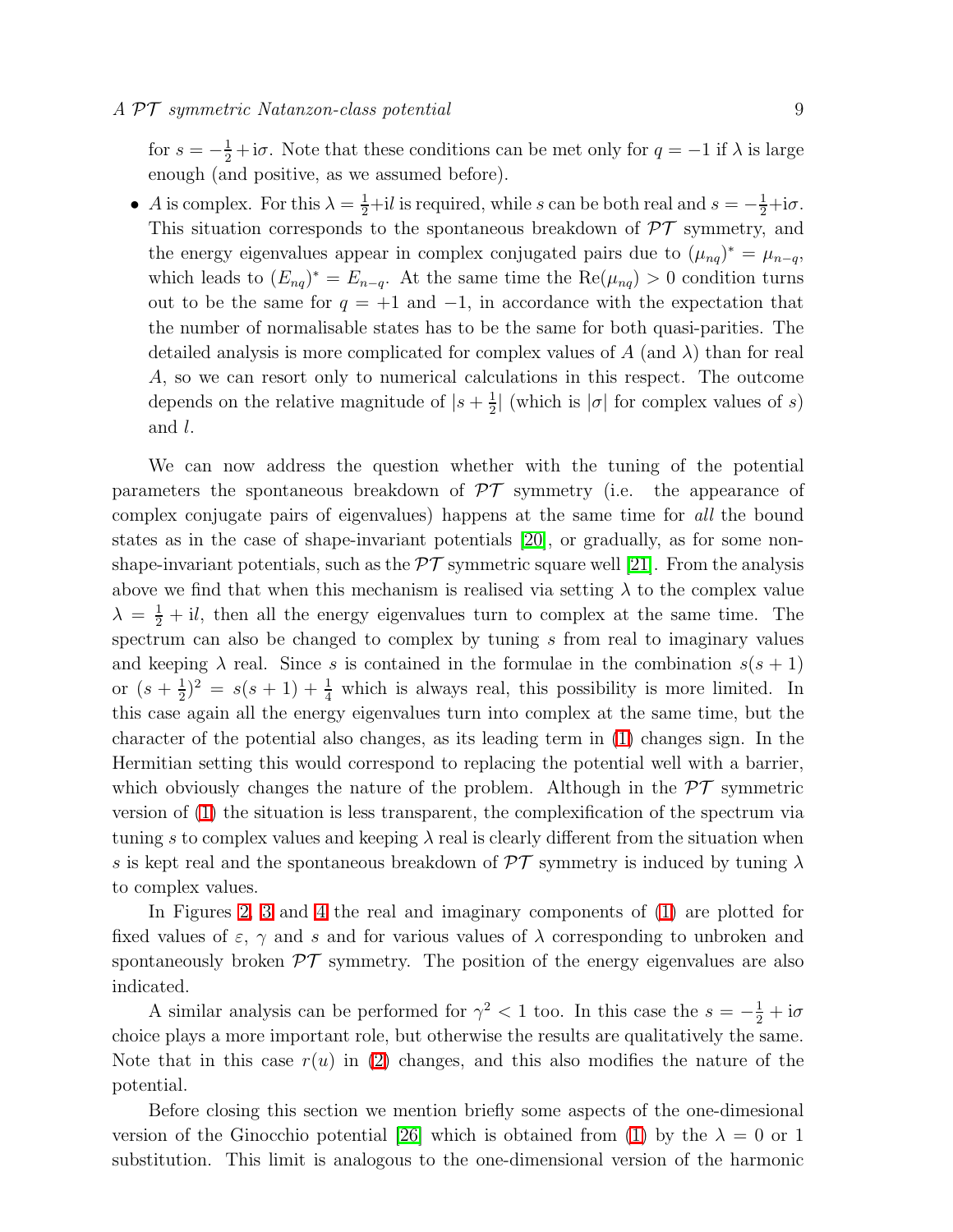for $s = -\frac{1}{2} + \mathrm{i}\sigma$. Note that these conditions can be met only for $q = -1$ if $\lambda$ is large enough (and positive, as we assumed before).

- $A$ is complex. For this $\lambda = \frac{1}{2} + \mathrm{i}l$ is required, while $s$ can be both real and $s = -\frac{1}{2} + \mathrm{i}\sigma$. This situation corresponds to the spontaneous breakdown of $\mathcal{PT}$ symmetry, and the energy eigenvalues appear in complex conjugated pairs due to $(\mu_{nq})^* = \mu_{n-q}$, which leads to $(E_{nq})^* = E_{n-q}$. At the same time the $\mathrm{Re}(\mu_{nq}) > 0$ condition turns out to be the same for $q = +1$ and $-1$, in accordance with the expectation that the number of normalisable states has to be the same for both quasi-parities. The detailed analysis is more complicated for complex values of $A$ (and $\lambda$) than for real $A$, so we can resort only to numerical calculations in this respect. The outcome depends on the relative magnitude of $|s + \frac{1}{2}|$ (which is $|\sigma|$ for complex values of $s$) and $l$.

We can now address the question whether with the tuning of the potential parameters the spontaneous breakdown of $\mathcal{PT}$ symmetry (i.e. the appearance of complex conjugate pairs of eigenvalues) happens at the same time for *all* the bound states as in the case of shape-invariant potentials [20], or gradually, as for some non-shape-invariant potentials, such as the $\mathcal{PT}$ symmetric square well [21]. From the analysis above we find that when this mechanism is realised via setting $\lambda$ to the complex value $\lambda = \frac{1}{2} + \mathrm{i}l$, then all the energy eigenvalues turn to complex at the same time. The spectrum can also be changed to complex by tuning $s$ from real to imaginary values and keeping $\lambda$ real. Since $s$ is contained in the formulae in the combination $s(s+1)$ or $(s + \frac{1}{2})^2 = s(s+1) + \frac{1}{4}$ which is always real, this possibility is more limited. In this case again all the energy eigenvalues turn into complex at the same time, but the character of the potential also changes, as its leading term in (1) changes sign. In the Hermitian setting this would correspond to replacing the potential well with a barrier, which obviously changes the nature of the problem. Although in the $\mathcal{PT}$ symmetric version of (1) the situation is less transparent, the complexification of the spectrum via tuning $s$ to complex values and keeping $\lambda$ real is clearly different from the situation when $s$ is kept real and the spontaneous breakdown of $\mathcal{PT}$ symmetry is induced by tuning $\lambda$ to complex values.

In Figures 2, 3 and 4 the real and imaginary components of (1) are plotted for fixed values of $\varepsilon$, $\gamma$ and $s$ and for various values of $\lambda$ corresponding to unbroken and spontaneously broken $\mathcal{PT}$ symmetry. The position of the energy eigenvalues are also indicated.

A similar analysis can be performed for $\gamma^2 < 1$ too. In this case the $s = -\frac{1}{2} + \mathrm{i}\sigma$ choice plays a more important role, but otherwise the results are qualitatively the same. Note that in this case $r(u)$ in (2) changes, and this also modifies the nature of the potential.

Before closing this section we mention briefly some aspects of the one-dimesional version of the Ginocchio potential [26] which is obtained from (1) by the $\lambda = 0$ or 1 substitution. This limit is analogous to the one-dimensional version of the harmonic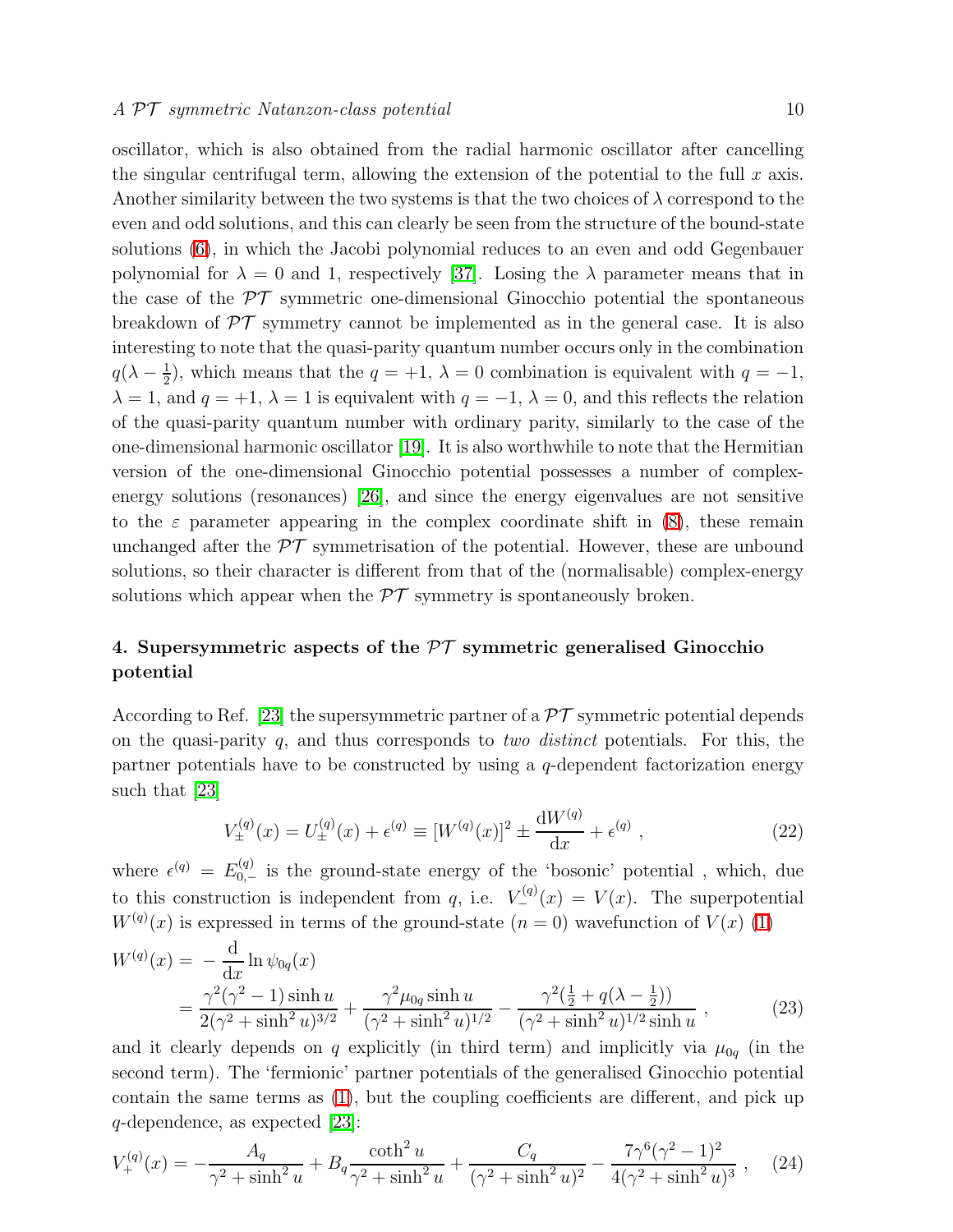oscillator, which is also obtained from the radial harmonic oscillator after cancelling the singular centrifugal term, allowing the extension of the potential to the full $x$ axis. Another similarity between the two systems is that the two choices of $\lambda$ correspond to the even and odd solutions, and this can clearly be seen from the structure of the bound-state solutions (6), in which the Jacobi polynomial reduces to an even and odd Gegenbauer polynomial for $\lambda = 0$ and 1, respectively [37]. Losing the $\lambda$ parameter means that in the case of the $\mathcal{PT}$ symmetric one-dimensional Ginocchio potential the spontaneous breakdown of $\mathcal{PT}$ symmetry cannot be implemented as in the general case. It is also interesting to note that the quasi-parity quantum number occurs only in the combination $q(\lambda - \frac{1}{2})$, which means that the $q = +1$, $\lambda = 0$ combination is equivalent with $q = -1$, $\lambda = 1$, and $q = +1$, $\lambda = 1$ is equivalent with $q = -1$, $\lambda = 0$, and this reflects the relation of the quasi-parity quantum number with ordinary parity, similarly to the case of the one-dimensional harmonic oscillator [19]. It is also worthwhile to note that the Hermitian version of the one-dimensional Ginocchio potential possesses a number of complex-energy solutions (resonances) [26], and since the energy eigenvalues are not sensitive to the $\varepsilon$ parameter appearing in the complex coordinate shift in (8), these remain unchanged after the $\mathcal{PT}$ symmetrisation of the potential. However, these are unbound solutions, so their character is different from that of the (normalisable) complex-energy solutions which appear when the $\mathcal{PT}$ symmetry is spontaneously broken.

## 4. Supersymmetric aspects of the $\mathcal{PT}$ symmetric generalised Ginocchio potential

According to Ref. [23] the supersymmetric partner of a $\mathcal{PT}$ symmetric potential depends on the quasi-parity $q$, and thus corresponds to *two distinct* potentials. For this, the partner potentials have to be constructed by using a $q$-dependent factorization energy such that [23]

$$V_{\pm}^{(q)}(x) = U_{\pm}^{(q)}(x) + \epsilon^{(q)} \equiv [W^{(q)}(x)]^2 \pm \frac{\mathrm{d}W^{(q)}}{\mathrm{d}x} + \epsilon^{(q)} , \tag{22}$$

where $\epsilon^{(q)} = E_{0,-}^{(q)}$ is the ground-state energy of the 'bosonic' potential , which, due to this construction is independent from $q$, i.e. $V_{-}^{(q)}(x) = V(x)$. The superpotential $W^{(q)}(x)$ is expressed in terms of the ground-state ($n = 0$) wavefunction of $V(x)$ (1)

$$\begin{aligned} W^{(q)}(x) = & -\frac{\mathrm{d}}{\mathrm{d}x} \ln \psi_{0q}(x) \\ = & \frac{\gamma^2(\gamma^2 - 1)\sinh u}{2(\gamma^2 + \sinh^2 u)^{3/2}} + \frac{\gamma^2 \mu_{0q} \sinh u}{(\gamma^2 + \sinh^2 u)^{1/2}} - \frac{\gamma^2(\frac{1}{2} + q(\lambda - \frac{1}{2}))}{(\gamma^2 + \sinh^2 u)^{1/2} \sinh u} , \end{aligned} \tag{23}$$

and it clearly depends on $q$ explicitly (in third term) and implicitly via $\mu_{0q}$ (in the second term). The 'fermionic' partner potentials of the generalised Ginocchio potential contain the same terms as (1), but the coupling coefficients are different, and pick up $q$-dependence, as expected [23]:

$$V_{+}^{(q)}(x) = -\frac{A_q}{\gamma^2 + \sinh^2 u} + B_q \frac{\coth^2 u}{\gamma^2 + \sinh^2 u} + \frac{C_q}{(\gamma^2 + \sinh^2 u)^2} - \frac{7\gamma^6(\gamma^2 - 1)^2}{4(\gamma^2 + \sinh^2 u)^3} , \tag{24}$$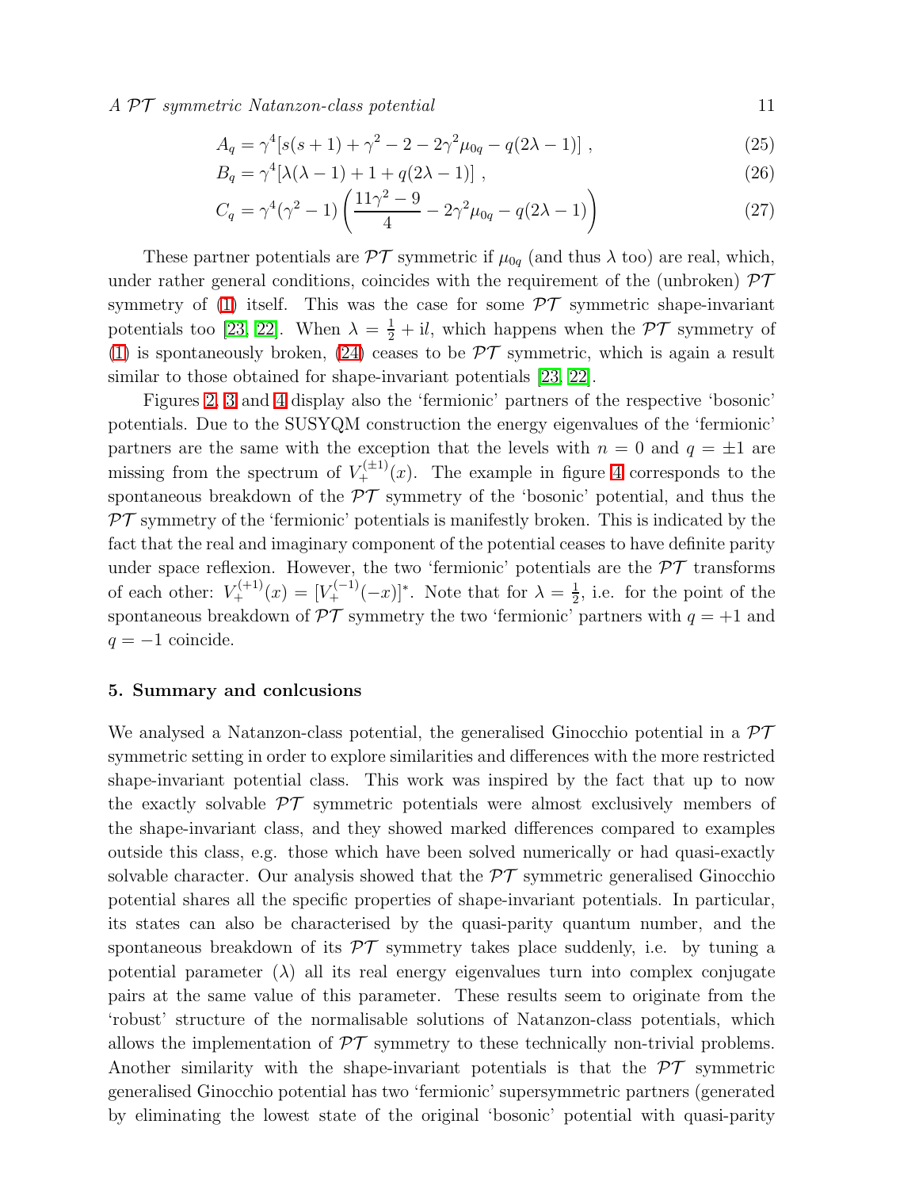$$A_q = \gamma^4[s(s+1) + \gamma^2 - 2 - 2\gamma^2\mu_{0q} - q(2\lambda - 1)] \ , \tag{25}$$

$$B_q = \gamma^4[\lambda(\lambda - 1) + 1 + q(2\lambda - 1)] \ , \tag{26}$$

$$C_q = \gamma^4(\gamma^2 - 1)\left(\frac{11\gamma^2 - 9}{4} - 2\gamma^2\mu_{0q} - q(2\lambda - 1)\right) \tag{27}$$

These partner potentials are $\mathcal{PT}$ symmetric if $\mu_{0q}$ (and thus $\lambda$ too) are real, which, under rather general conditions, coincides with the requirement of the (unbroken) $\mathcal{PT}$ symmetry of (1) itself. This was the case for some $\mathcal{PT}$ symmetric shape-invariant potentials too [23, 22]. When $\lambda = \frac{1}{2} + \mathrm{i}l$, which happens when the $\mathcal{PT}$ symmetry of (1) is spontaneously broken, (24) ceases to be $\mathcal{PT}$ symmetric, which is again a result similar to those obtained for shape-invariant potentials [23, 22].

Figures 2, 3 and 4 display also the 'fermionic' partners of the respective 'bosonic' potentials. Due to the SUSYQM construction the energy eigenvalues of the 'fermionic' partners are the same with the exception that the levels with $n = 0$ and $q = \pm 1$ are missing from the spectrum of $V_+^{(\pm 1)}(x)$. The example in figure 4 corresponds to the spontaneous breakdown of the $\mathcal{PT}$ symmetry of the 'bosonic' potential, and thus the $\mathcal{PT}$ symmetry of the 'fermionic' potentials is manifestly broken. This is indicated by the fact that the real and imaginary component of the potential ceases to have definite parity under space reflexion. However, the two 'fermionic' potentials are the $\mathcal{PT}$ transforms of each other: $V_+^{(+1)}(x) = [V_+^{(-1)}(-x)]^*$. Note that for $\lambda = \frac{1}{2}$, i.e. for the point of the spontaneous breakdown of $\mathcal{PT}$ symmetry the two 'fermionic' partners with $q = +1$ and $q = -1$ coincide.

## 5. Summary and conlcusions

We analysed a Natanzon-class potential, the generalised Ginocchio potential in a $\mathcal{PT}$ symmetric setting in order to explore similarities and differences with the more restricted shape-invariant potential class. This work was inspired by the fact that up to now the exactly solvable $\mathcal{PT}$ symmetric potentials were almost exclusively members of the shape-invariant class, and they showed marked differences compared to examples outside this class, e.g. those which have been solved numerically or had quasi-exactly solvable character. Our analysis showed that the $\mathcal{PT}$ symmetric generalised Ginocchio potential shares all the specific properties of shape-invariant potentials. In particular, its states can also be characterised by the quasi-parity quantum number, and the spontaneous breakdown of its $\mathcal{PT}$ symmetry takes place suddenly, i.e. by tuning a potential parameter ($\lambda$) all its real energy eigenvalues turn into complex conjugate pairs at the same value of this parameter. These results seem to originate from the 'robust' structure of the normalisable solutions of Natanzon-class potentials, which allows the implementation of $\mathcal{PT}$ symmetry to these technically non-trivial problems. Another similarity with the shape-invariant potentials is that the $\mathcal{PT}$ symmetric generalised Ginocchio potential has two 'fermionic' supersymmetric partners (generated by eliminating the lowest state of the original 'bosonic' potential with quasi-parity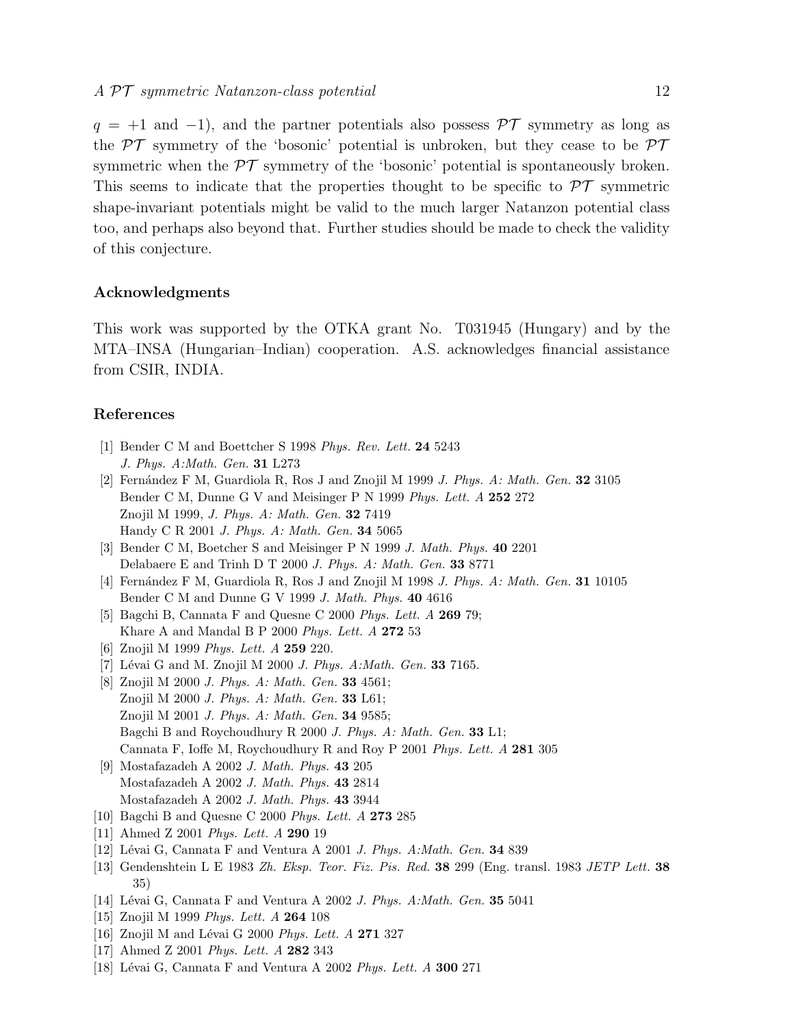$q = +1$ and $-1$), and the partner potentials also possess $\mathcal{PT}$ symmetry as long as the $\mathcal{PT}$ symmetry of the 'bosonic' potential is unbroken, but they cease to be $\mathcal{PT}$ symmetric when the $\mathcal{PT}$ symmetry of the 'bosonic' potential is spontaneously broken. This seems to indicate that the properties thought to be specific to $\mathcal{PT}$ symmetric shape-invariant potentials might be valid to the much larger Natanzon potential class too, and perhaps also beyond that. Further studies should be made to check the validity of this conjecture.

## Acknowledgments

This work was supported by the OTKA grant No. T031945 (Hungary) and by the MTA–INSA (Hungarian–Indian) cooperation. A.S. acknowledges financial assistance from CSIR, INDIA.

## References

[1] Bender C M and Boettcher S 1998 *Phys. Rev. Lett.* **24** 5243
*J. Phys. A:Math. Gen.* **31** L273

[2] Fernández F M, Guardiola R, Ros J and Znojil M 1999 *J. Phys. A: Math. Gen.* **32** 3105
Bender C M, Dunne G V and Meisinger P N 1999 *Phys. Lett. A* **252** 272
Znojil M 1999, *J. Phys. A: Math. Gen.* **32** 7419
Handy C R 2001 *J. Phys. A: Math. Gen.* **34** 5065

[3] Bender C M, Boetcher S and Meisinger P N 1999 *J. Math. Phys.* **40** 2201
Delabaere E and Trinh D T 2000 *J. Phys. A: Math. Gen.* **33** 8771

[4] Fernández F M, Guardiola R, Ros J and Znojil M 1998 *J. Phys. A: Math. Gen.* **31** 10105
Bender C M and Dunne G V 1999 *J. Math. Phys.* **40** 4616

[5] Bagchi B, Cannata F and Quesne C 2000 *Phys. Lett. A* **269** 79;
Khare A and Mandal B P 2000 *Phys. Lett. A* **272** 53

[6] Znojil M 1999 *Phys. Lett. A* **259** 220.

[7] Lévai G and M. Znojil M 2000 *J. Phys. A:Math. Gen.* **33** 7165.

[8] Znojil M 2000 *J. Phys. A: Math. Gen.* **33** 4561;
Znojil M 2000 *J. Phys. A: Math. Gen.* **33** L61;
Znojil M 2001 *J. Phys. A: Math. Gen.* **34** 9585;
Bagchi B and Roychoudhury R 2000 *J. Phys. A: Math. Gen.* **33** L1;
Cannata F, Ioffe M, Roychoudhury R and Roy P 2001 *Phys. Lett. A* **281** 305

[9] Mostafazadeh A 2002 *J. Math. Phys.* **43** 205
Mostafazadeh A 2002 *J. Math. Phys.* **43** 2814
Mostafazadeh A 2002 *J. Math. Phys.* **43** 3944

[10] Bagchi B and Quesne C 2000 *Phys. Lett. A* **273** 285

[11] Ahmed Z 2001 *Phys. Lett. A* **290** 19

[12] Lévai G, Cannata F and Ventura A 2001 *J. Phys. A:Math. Gen.* **34** 839

[13] Gendenshtein L E 1983 *Zh. Eksp. Teor. Fiz. Pis. Red.* **38** 299 (Eng. transl. 1983 *JETP Lett.* **38** 35)

[14] Lévai G, Cannata F and Ventura A 2002 *J. Phys. A:Math. Gen.* **35** 5041

[15] Znojil M 1999 *Phys. Lett. A* **264** 108

[16] Znojil M and Lévai G 2000 *Phys. Lett. A* **271** 327

[17] Ahmed Z 2001 *Phys. Lett. A* **282** 343

[18] Lévai G, Cannata F and Ventura A 2002 *Phys. Lett. A* **300** 271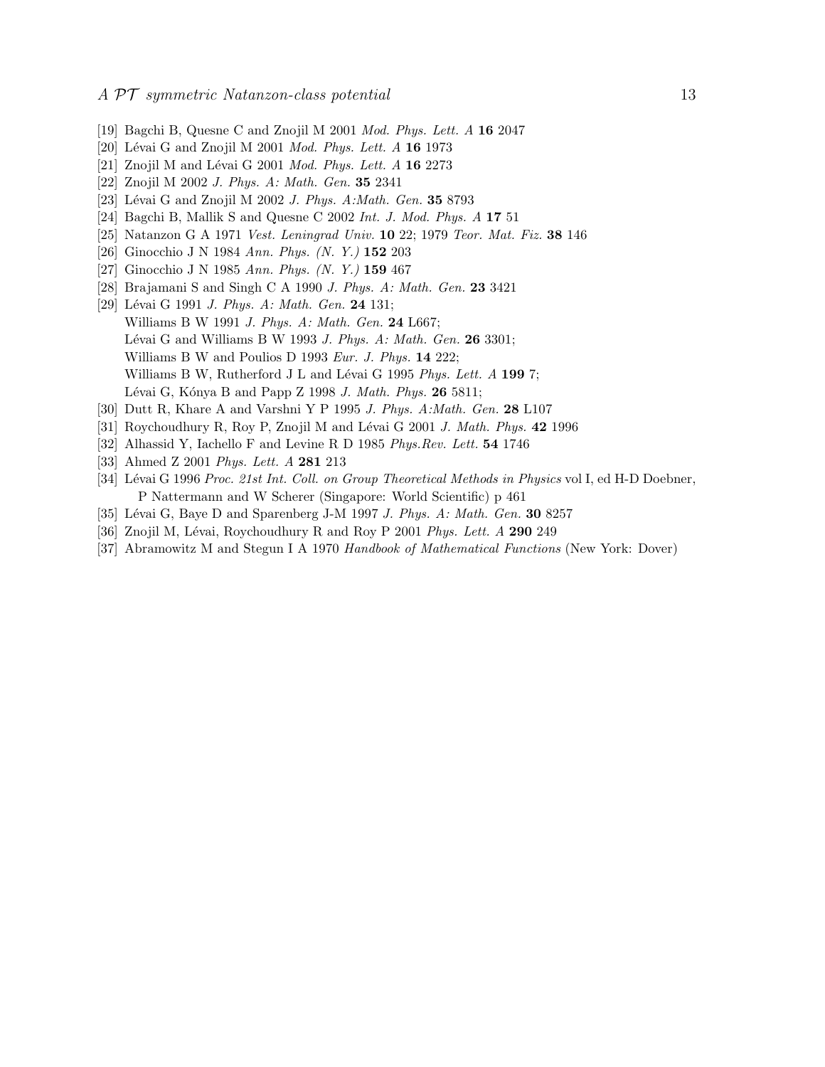[19] Bagchi B, Quesne C and Znojil M 2001 *Mod. Phys. Lett. A* **16** 2047

[20] Lévai G and Znojil M 2001 *Mod. Phys. Lett. A* **16** 1973

[21] Znojil M and Lévai G 2001 *Mod. Phys. Lett. A* **16** 2273

[22] Znojil M 2002 *J. Phys. A: Math. Gen.* **35** 2341

[23] Lévai G and Znojil M 2002 *J. Phys. A:Math. Gen.* **35** 8793

[24] Bagchi B, Mallik S and Quesne C 2002 *Int. J. Mod. Phys. A* **17** 51

[25] Natanzon G A 1971 *Vest. Leningrad Univ.* **10** 22; 1979 *Teor. Mat. Fiz.* **38** 146

[26] Ginocchio J N 1984 *Ann. Phys. (N. Y.)* **152** 203

[27] Ginocchio J N 1985 *Ann. Phys. (N. Y.)* **159** 467

[28] Brajamani S and Singh C A 1990 *J. Phys. A: Math. Gen.* **23** 3421

[29] Lévai G 1991 *J. Phys. A: Math. Gen.* **24** 131;
Williams B W 1991 *J. Phys. A: Math. Gen.* **24** L667;
Lévai G and Williams B W 1993 *J. Phys. A: Math. Gen.* **26** 3301;
Williams B W and Poulios D 1993 *Eur. J. Phys.* **14** 222;
Williams B W, Rutherford J L and Lévai G 1995 *Phys. Lett. A* **199** 7;
Lévai G, Kónya B and Papp Z 1998 *J. Math. Phys.* **26** 5811;

[30] Dutt R, Khare A and Varshni Y P 1995 *J. Phys. A:Math. Gen.* **28** L107

[31] Roychoudhury R, Roy P, Znojil M and Lévai G 2001 *J. Math. Phys.* **42** 1996

[32] Alhassid Y, Iachello F and Levine R D 1985 *Phys.Rev. Lett.* **54** 1746

[33] Ahmed Z 2001 *Phys. Lett. A* **281** 213

[34] Lévai G 1996 *Proc. 21st Int. Coll. on Group Theoretical Methods in Physics* vol I, ed H-D Doebner, P Nattermann and W Scherer (Singapore: World Scientific) p 461

[35] Lévai G, Baye D and Sparenberg J-M 1997 *J. Phys. A: Math. Gen.* **30** 8257

[36] Znojil M, Lévai, Roychoudhury R and Roy P 2001 *Phys. Lett. A* **290** 249

[37] Abramowitz M and Stegun I A 1970 *Handbook of Mathematical Functions* (New York: Dover)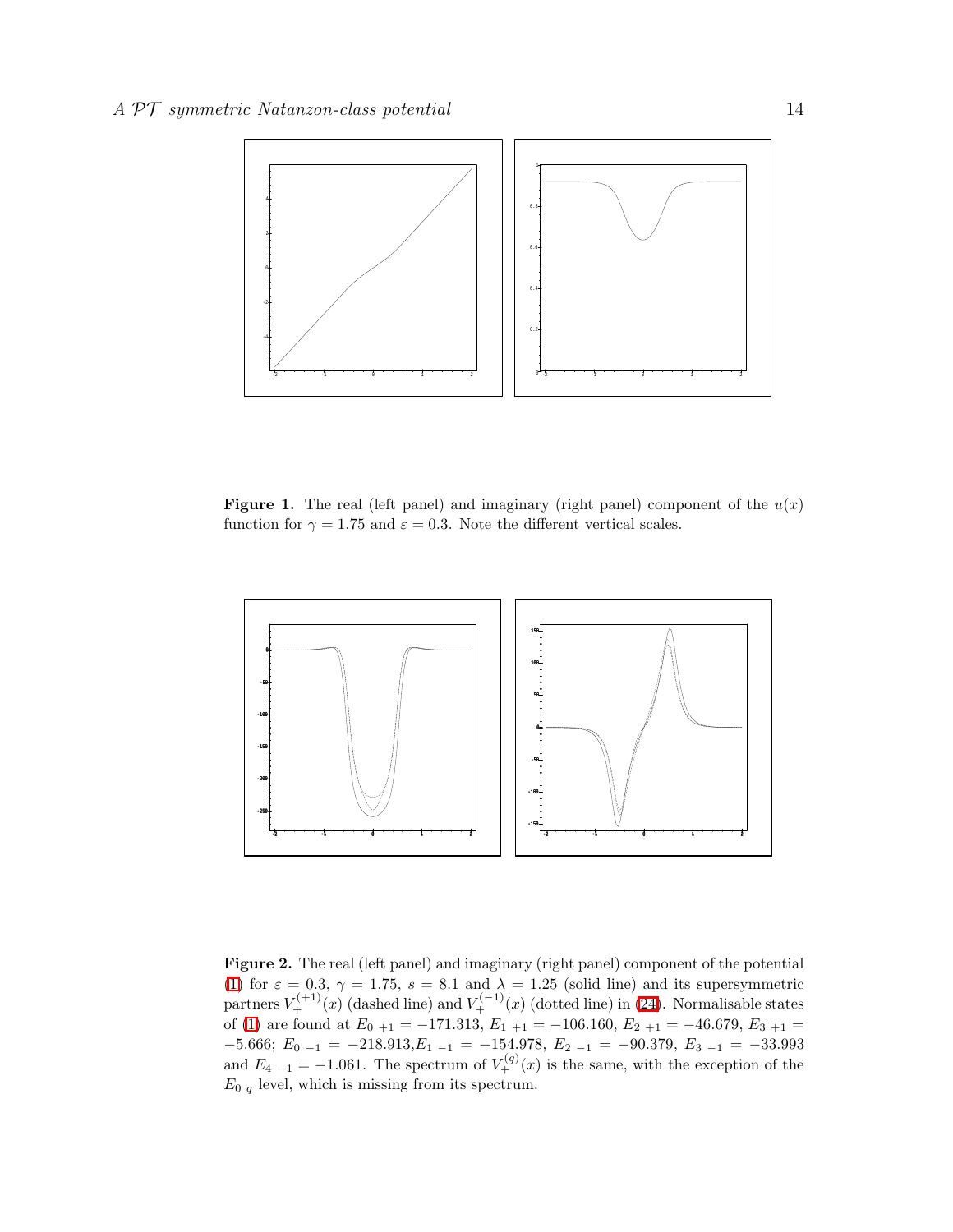**Figure 1.** The real (left panel) and imaginary (right panel) component of the $u(x)$ function for $\gamma = 1.75$ and $\varepsilon = 0.3$. Note the different vertical scales.

**Figure 2.** The real (left panel) and imaginary (right panel) component of the potential (1) for $\varepsilon = 0.3$, $\gamma = 1.75$, $s = 8.1$ and $\lambda = 1.25$ (solid line) and its supersymmetric partners $V_{+}^{(+1)}(x)$ (dashed line) and $V_{+}^{(-1)}(x)$ (dotted line) in (24). Normalisable states of (1) are found at $E_{0\ +1} = -171.313$, $E_{1\ +1} = -106.160$, $E_{2\ +1} = -46.679$, $E_{3\ +1} = -5.666$; $E_{0\ -1} = -218.913$, $E_{1\ -1} = -154.978$, $E_{2\ -1} = -90.379$, $E_{3\ -1} = -33.993$ and $E_{4\ -1} = -1.061$. The spectrum of $V_{+}^{(q)}(x)$ is the same, with the exception of the $E_{0\ q}$ level, which is missing from its spectrum.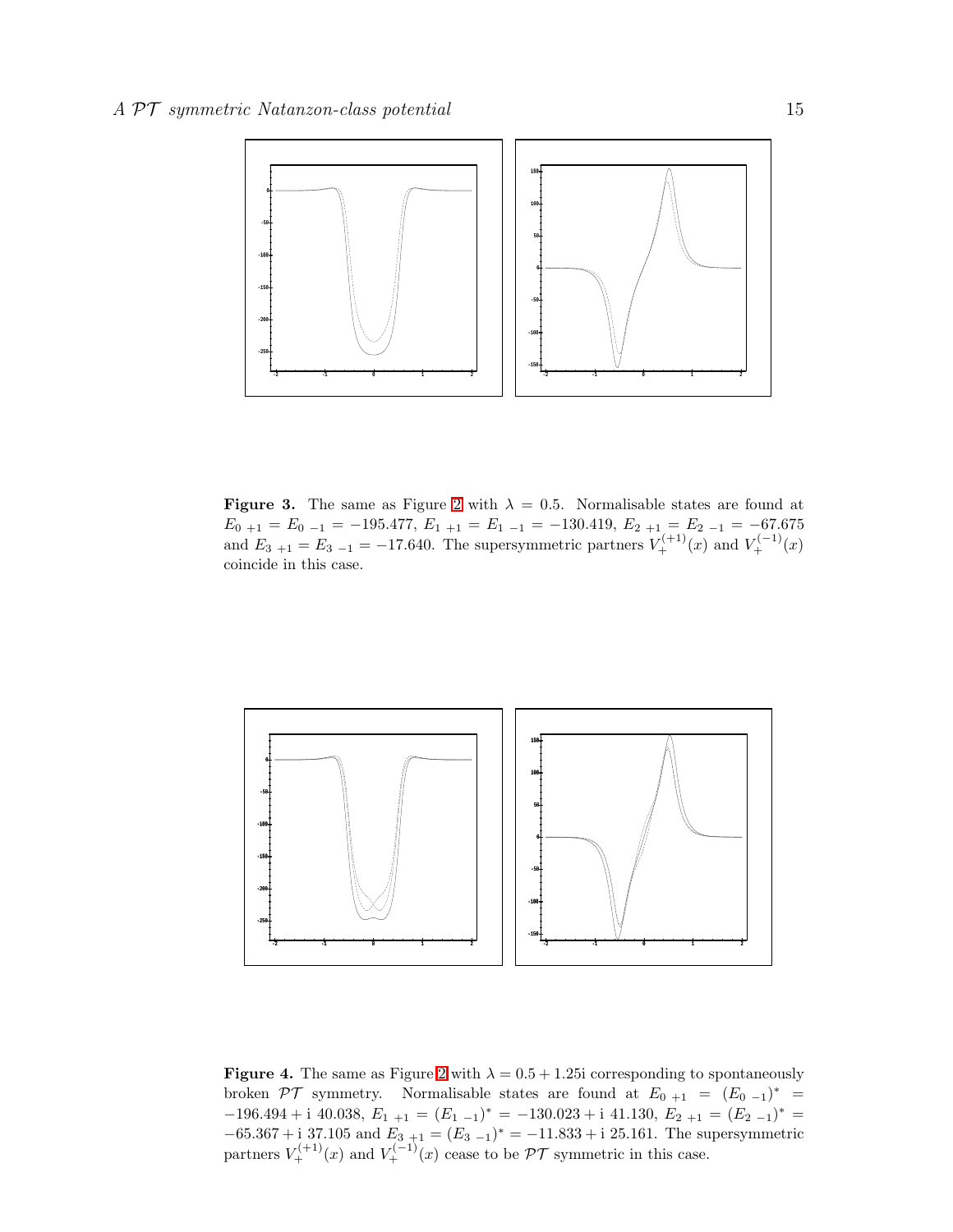0
-50
-100
-150
-200
-250
-2 -1 0 1 2

150
100
50
0
-50
-100
-150
-2 -1 0 1 2

**Figure 3.** The same as Figure 2 with $\lambda = 0.5$. Normalisable states are found at $E_{0\ +1} = E_{0\ -1} = -195.477$, $E_{1\ +1} = E_{1\ -1} = -130.419$, $E_{2\ +1} = E_{2\ -1} = -67.675$ and $E_{3\ +1} = E_{3\ -1} = -17.640$. The supersymmetric partners $V_+^{(+1)}(x)$ and $V_+^{(-1)}(x)$ coincide in this case.

0
-50
-100
-150
-200
-250
-2 -1 0 1 2

150
100
50
0
-50
-100
-150
-2 -1 0 1 2

**Figure 4.** The same as Figure 2 with $\lambda = 0.5 + 1.25\mathrm{i}$ corresponding to spontaneously broken $\mathcal{PT}$ symmetry. Normalisable states are found at $E_{0\ +1} = (E_{0\ -1})^* = -196.494 + \mathrm{i}\ 40.038$, $E_{1\ +1} = (E_{1\ -1})^* = -130.023 + \mathrm{i}\ 41.130$, $E_{2\ +1} = (E_{2\ -1})^* = -65.367 + \mathrm{i}\ 37.105$ and $E_{3\ +1} = (E_{3\ -1})^* = -11.833 + \mathrm{i}\ 25.161$. The supersymmetric partners $V_+^{(+1)}(x)$ and $V_+^{(-1)}(x)$ cease to be $\mathcal{PT}$ symmetric in this case.